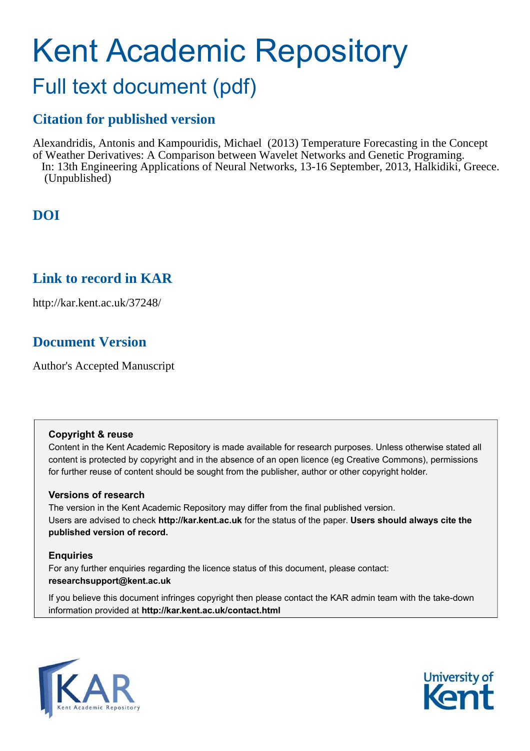# Kent Academic Repository

## Full text document (pdf)

### Citation for published version

Alexandridis, Antonis and Kampouridis, Michael (2013) Temperature Forecasting in the Concept of Weather Derivatives: A Comparison between Wavelet Networks and Genetic Programing. In: 13th Engineering Applications of Neural Networks, 13-16 September, 2013, Halkidiki, Greece. (Unpublished)

### DOI

### Link to record in KAR

http://kar.kent.ac.uk/37248/

### Document Version

Author's Accepted Manuscript

**Copyright & reuse**

Content in the Kent Academic Repository is made available for research purposes. Unless otherwise stated all content is protected by copyright and in the absence of an open licence (eg Creative Commons), permissions for further reuse of content should be sought from the publisher, author or other copyright holder.

**Versions of research**

The version in the Kent Academic Repository may differ from the final published version. Users are advised to check **http://kar.kent.ac.uk** for the status of the paper. **Users should always cite the published version of record.**

**Enquiries**

For any further enquiries regarding the licence status of this document, please contact: **researchsupport@kent.ac.uk**

If you believe this document infringes copyright then please contact the KAR admin team with the take-down information provided at **http://kar.kent.ac.uk/contact.html**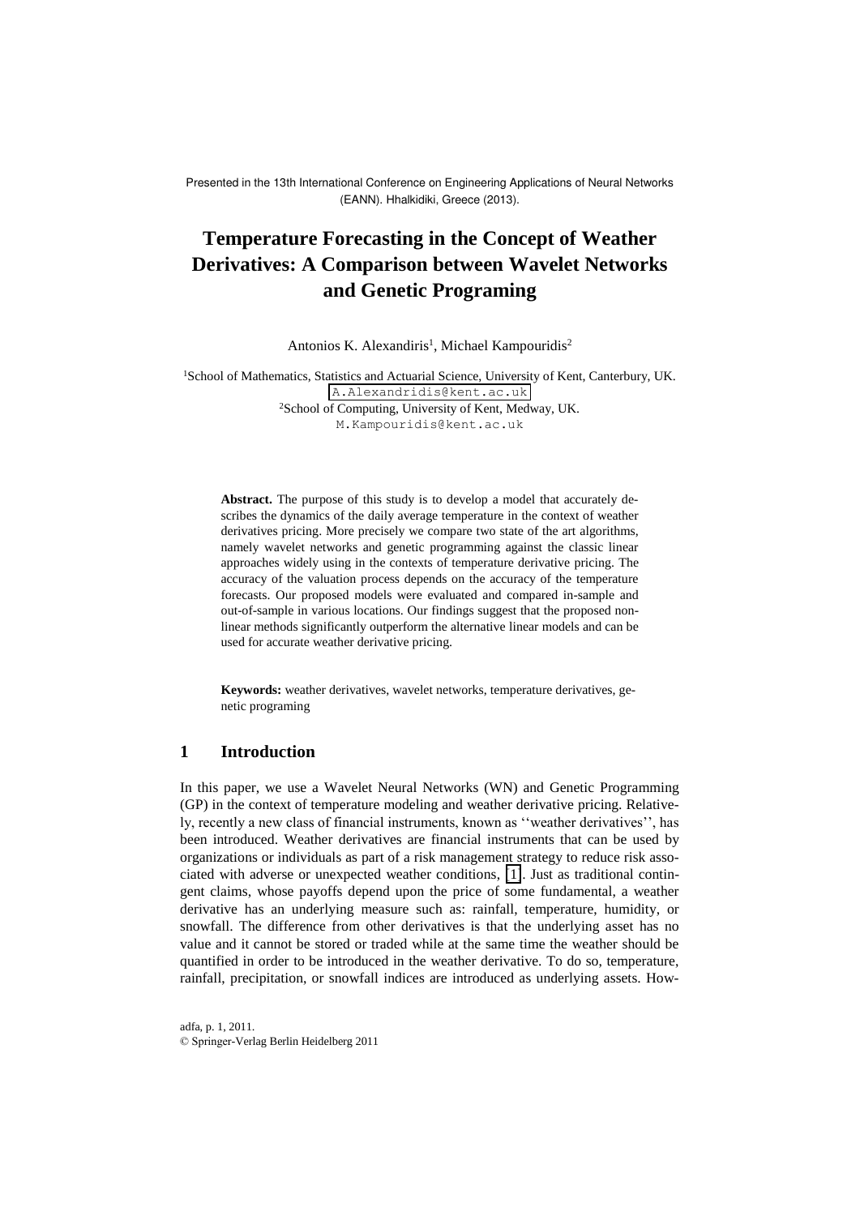Presented in the 13th International Conference on Engineering Applications of Neural Networks (EANN). Hhalkidiki, Greece (2013).

# Temperature Forecasting in the Concept of Weather Derivatives: A Comparison between Wavelet Networks and Genetic Programing

Antonios K. Alexandiris[1], Michael Kampouridis[2]

[1]School of Mathematics, Statistics and Actuarial Science, University of Kent, Canterbury, UK.
A.Alexandridis@kent.ac.uk
[2]School of Computing, University of Kent, Medway, UK.
M.Kampouridis@kent.ac.uk

**Abstract.** The purpose of this study is to develop a model that accurately describes the dynamics of the daily average temperature in the context of weather derivatives pricing. More precisely we compare two state of the art algorithms, namely wavelet networks and genetic programming against the classic linear approaches widely using in the contexts of temperature derivative pricing. The accuracy of the valuation process depends on the accuracy of the temperature forecasts. Our proposed models were evaluated and compared in-sample and out-of-sample in various locations. Our findings suggest that the proposed non-linear methods significantly outperform the alternative linear models and can be used for accurate weather derivative pricing.

**Keywords:** weather derivatives, wavelet networks, temperature derivatives, genetic programing

## 1 Introduction

In this paper, we use a Wavelet Neural Networks (WN) and Genetic Programming (GP) in the context of temperature modeling and weather derivative pricing. Relatively, recently a new class of financial instruments, known as ''weather derivatives'', has been introduced. Weather derivatives are financial instruments that can be used by organizations or individuals as part of a risk management strategy to reduce risk associated with adverse or unexpected weather conditions, [1]. Just as traditional contingent claims, whose payoffs depend upon the price of some fundamental, a weather derivative has an underlying measure such as: rainfall, temperature, humidity, or snowfall. The difference from other derivatives is that the underlying asset has no value and it cannot be stored or traded while at the same time the weather should be quantified in order to be introduced in the weather derivative. To do so, temperature, rainfall, precipitation, or snowfall indices are introduced as underlying assets. How-

adfa, p. 1, 2011.
© Springer-Verlag Berlin Heidelberg 2011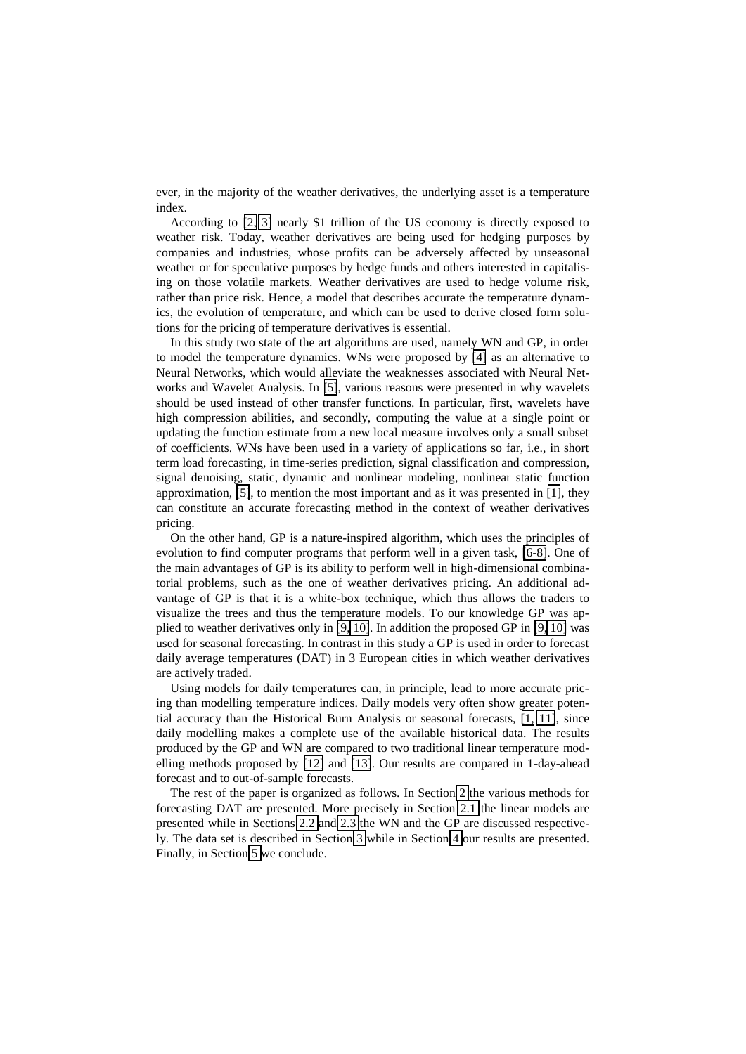ever, in the majority of the weather derivatives, the underlying asset is a temperature index.

According to [2, 3] nearly $1 trillion of the US economy is directly exposed to weather risk. Today, weather derivatives are being used for hedging purposes by companies and industries, whose profits can be adversely affected by unseasonal weather or for speculative purposes by hedge funds and others interested in capitalising on those volatile markets. Weather derivatives are used to hedge volume risk, rather than price risk. Hence, a model that describes accurate the temperature dynamics, the evolution of temperature, and which can be used to derive closed form solutions for the pricing of temperature derivatives is essential.

In this study two state of the art algorithms are used, namely WN and GP, in order to model the temperature dynamics. WNs were proposed by [4] as an alternative to Neural Networks, which would alleviate the weaknesses associated with Neural Networks and Wavelet Analysis. In [5], various reasons were presented in why wavelets should be used instead of other transfer functions. In particular, first, wavelets have high compression abilities, and secondly, computing the value at a single point or updating the function estimate from a new local measure involves only a small subset of coefficients. WNs have been used in a variety of applications so far, i.e., in short term load forecasting, in time-series prediction, signal classification and compression, signal denoising, static, dynamic and nonlinear modeling, nonlinear static function approximation, [5], to mention the most important and as it was presented in [1], they can constitute an accurate forecasting method in the context of weather derivatives pricing.

On the other hand, GP is a nature-inspired algorithm, which uses the principles of evolution to find computer programs that perform well in a given task, [6-8]. One of the main advantages of GP is its ability to perform well in high-dimensional combinatorial problems, such as the one of weather derivatives pricing. An additional advantage of GP is that it is a white-box technique, which thus allows the traders to visualize the trees and thus the temperature models. To our knowledge GP was applied to weather derivatives only in [9, 10]. In addition the proposed GP in [9, 10] was used for seasonal forecasting. In contrast in this study a GP is used in order to forecast daily average temperatures (DAT) in 3 European cities in which weather derivatives are actively traded.

Using models for daily temperatures can, in principle, lead to more accurate pricing than modelling temperature indices. Daily models very often show greater potential accuracy than the Historical Burn Analysis or seasonal forecasts, [1, 11], since daily modelling makes a complete use of the available historical data. The results produced by the GP and WN are compared to two traditional linear temperature modelling methods proposed by [12] and [13]. Our results are compared in 1-day-ahead forecast and to out-of-sample forecasts.

The rest of the paper is organized as follows. In Section 2 the various methods for forecasting DAT are presented. More precisely in Section 2.1 the linear models are presented while in Sections 2.2 and 2.3 the WN and the GP are discussed respectively. The data set is described in Section 3 while in Section 4 our results are presented. Finally, in Section 5 we conclude.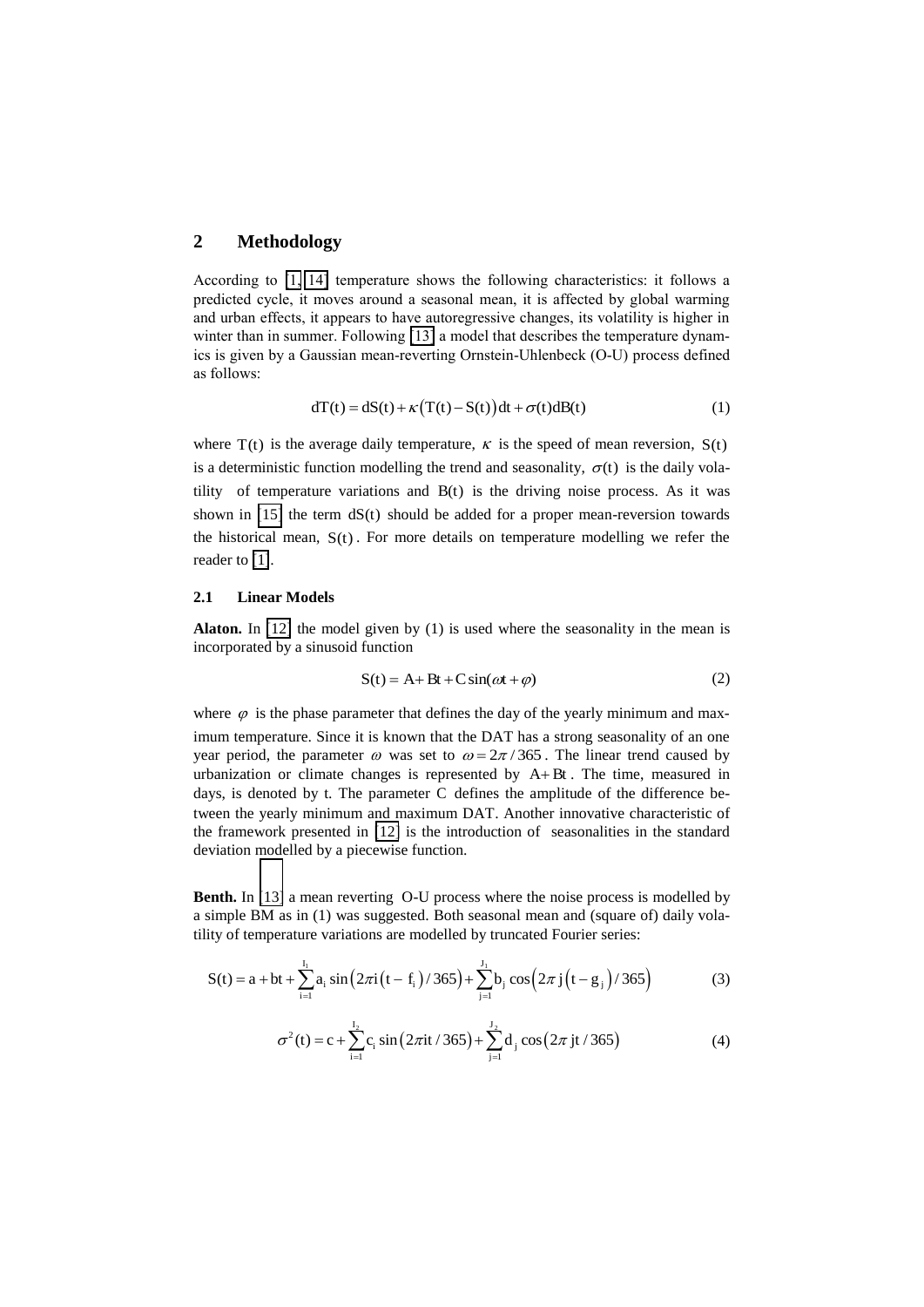## 2 Methodology

According to [1, 14] temperature shows the following characteristics: it follows a predicted cycle, it moves around a seasonal mean, it is affected by global warming and urban effects, it appears to have autoregressive changes, its volatility is higher in winter than in summer. Following [13] a model that describes the temperature dynamics is given by a Gaussian mean-reverting Ornstein-Uhlenbeck (O-U) process defined as follows:

$$dT(t) = dS(t) + \kappa\big(T(t) - S(t)\big)dt + \sigma(t)dB(t) \tag{1}$$

where $T(t)$ is the average daily temperature, $\kappa$ is the speed of mean reversion, $S(t)$ is a deterministic function modelling the trend and seasonality, $\sigma(t)$ is the daily volatility of temperature variations and $B(t)$ is the driving noise process. As it was shown in [15] the term $dS(t)$ should be added for a proper mean-reversion towards the historical mean, $S(t)$. For more details on temperature modelling we refer the reader to [1].

### 2.1 Linear Models

**Alaton.** In [12] the model given by (1) is used where the seasonality in the mean is incorporated by a sinusoid function

$$S(t) = A + Bt + C\sin(\omega t + \varphi) \tag{2}$$

where $\varphi$ is the phase parameter that defines the day of the yearly minimum and maximum temperature. Since it is known that the DAT has a strong seasonality of an one year period, the parameter $\omega$ was set to $\omega = 2\pi / 365$. The linear trend caused by urbanization or climate changes is represented by $A + Bt$. The time, measured in days, is denoted by t. The parameter C defines the amplitude of the difference between the yearly minimum and maximum DAT. Another innovative characteristic of the framework presented in [12] is the introduction of seasonalities in the standard deviation modelled by a piecewise function.

**Benth.** In [13] a mean reverting O-U process where the noise process is modelled by a simple BM as in (1) was suggested. Both seasonal mean and (square of) daily volatility of temperature variations are modelled by truncated Fourier series:

$$S(t) = a + bt + \sum_{i=1}^{I_1} a_i \sin\big(2\pi i\,(t - f_i)/365\big) + \sum_{j=1}^{J_1} b_j \cos\big(2\pi j\,(t - g_j)/365\big) \tag{3}$$

$$\sigma^2(t) = c + \sum_{i=1}^{I_2} c_i \sin\big(2\pi i t/365\big) + \sum_{j=1}^{J_2} d_j \cos\big(2\pi j t/365\big) \tag{4}$$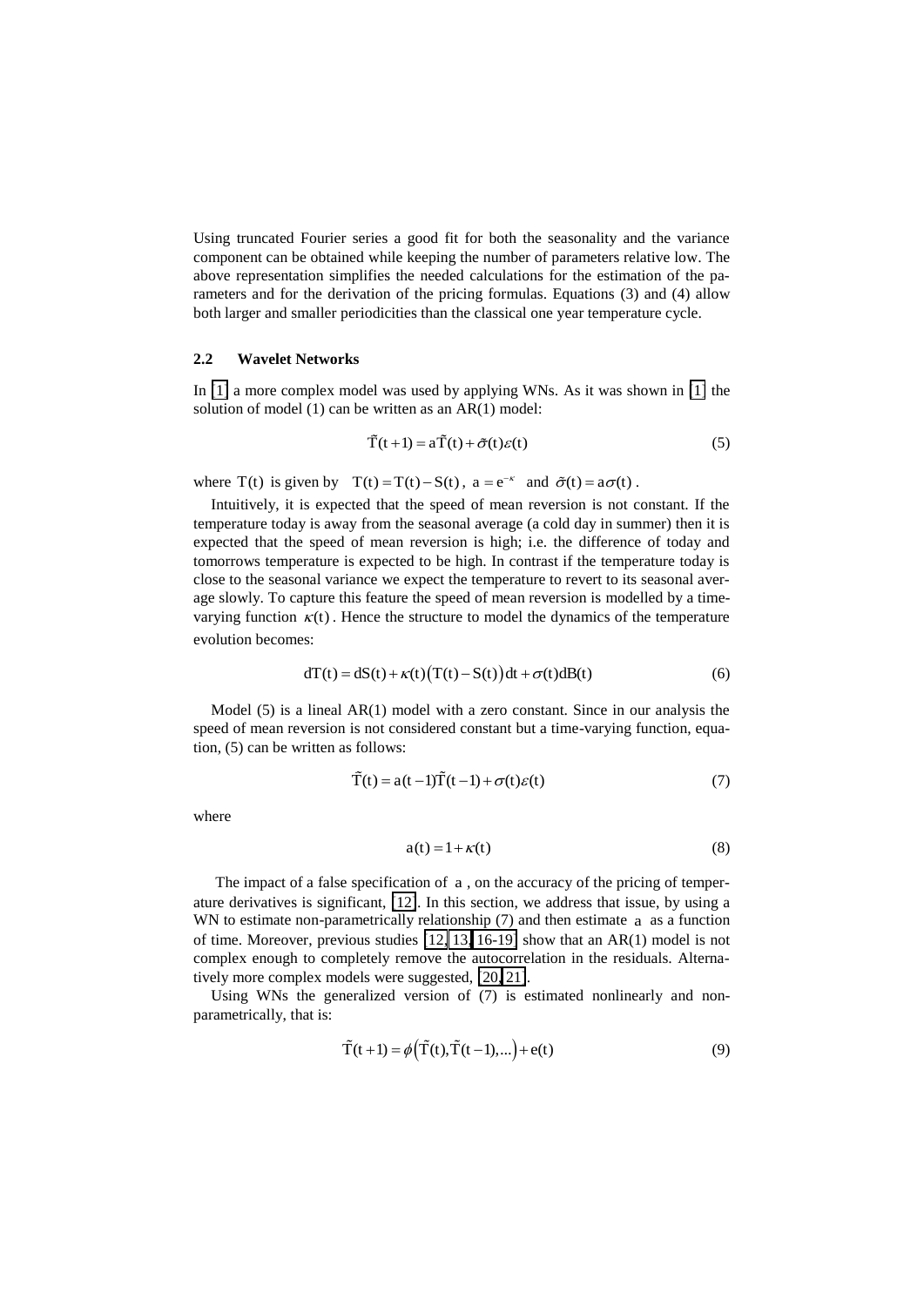Using truncated Fourier series a good fit for both the seasonality and the variance component can be obtained while keeping the number of parameters relative low. The above representation simplifies the needed calculations for the estimation of the parameters and for the derivation of the pricing formulas. Equations (3) and (4) allow both larger and smaller periodicities than the classical one year temperature cycle.

## 2.2 Wavelet Networks

In [1] a more complex model was used by applying WNs. As it was shown in [1] the solution of model (1) can be written as an AR(1) model:

$$\tilde{T}(t+1) = a\tilde{T}(t) + \tilde{\sigma}(t)\varepsilon(t) \tag{5}$$

where $T(t)$ is given by $T(t) = T(t) - S(t)$, $a = e^{-\kappa}$ and $\tilde{\sigma}(t) = a\sigma(t)$.

Intuitively, it is expected that the speed of mean reversion is not constant. If the temperature today is away from the seasonal average (a cold day in summer) then it is expected that the speed of mean reversion is high; i.e. the difference of today and tomorrows temperature is expected to be high. In contrast if the temperature today is close to the seasonal variance we expect the temperature to revert to its seasonal average slowly. To capture this feature the speed of mean reversion is modelled by a time-varying function $\kappa(t)$. Hence the structure to model the dynamics of the temperature evolution becomes:

$$dT(t) = dS(t) + \kappa(t)\big(T(t) - S(t)\big)dt + \sigma(t)dB(t) \tag{6}$$

Model (5) is a lineal AR(1) model with a zero constant. Since in our analysis the speed of mean reversion is not considered constant but a time-varying function, equation, (5) can be written as follows:

$$\tilde{T}(t) = a(t-1)\tilde{T}(t-1) + \sigma(t)\varepsilon(t) \tag{7}$$

where

$$a(t) = 1 + \kappa(t) \tag{8}$$

The impact of a false specification of $a$, on the accuracy of the pricing of temperature derivatives is significant, [12]. In this section, we address that issue, by using a WN to estimate non-parametrically relationship (7) and then estimate $a$ as a function of time. Moreover, previous studies [12, 13, 16-19] show that an AR(1) model is not complex enough to completely remove the autocorrelation in the residuals. Alternatively more complex models were suggested, [20, 21].

Using WNs the generalized version of (7) is estimated nonlinearly and nonparametrically, that is:

$$\tilde{T}(t+1) = \phi\left(\tilde{T}(t), \tilde{T}(t-1), \ldots\right) + e(t) \tag{9}$$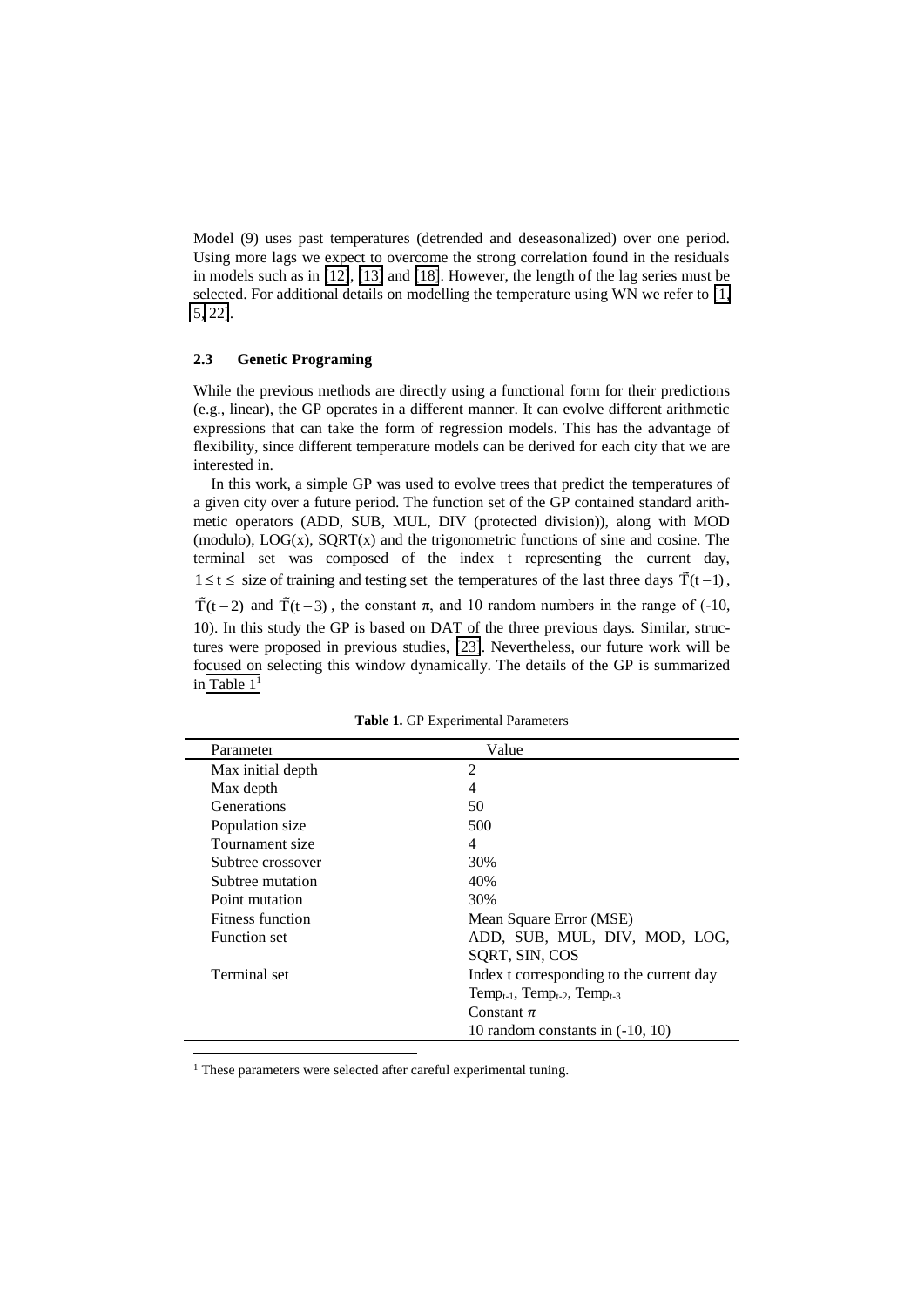Model (9) uses past temperatures (detrended and deseasonalized) over one period. Using more lags we expect to overcome the strong correlation found in the residuals in models such as in [12], [13] and [18]. However, the length of the lag series must be selected. For additional details on modelling the temperature using WN we refer to [1, 5, 22].

### 2.3 Genetic Programing

While the previous methods are directly using a functional form for their predictions (e.g., linear), the GP operates in a different manner. It can evolve different arithmetic expressions that can take the form of regression models. This has the advantage of flexibility, since different temperature models can be derived for each city that we are interested in.

In this work, a simple GP was used to evolve trees that predict the temperatures of a given city over a future period. The function set of the GP contained standard arithmetic operators (ADD, SUB, MUL, DIV (protected division)), along with MOD (modulo), LOG(x), SQRT(x) and the trigonometric functions of sine and cosine. The terminal set was composed of the index t representing the current day, $1 \leq t \leq$ size of training and testing set the temperatures of the last three days $\tilde{T}(t-1)$, $\tilde{T}(t-2)$ and $\tilde{T}(t-3)$, the constant π, and 10 random numbers in the range of (-10, 10). In this study the GP is based on DAT of the three previous days. Similar, structures were proposed in previous studies, [23]. Nevertheless, our future work will be focused on selecting this window dynamically. The details of the GP is summarized in Table 1[1]

**Table 1.** GP Experimental Parameters

| Parameter | Value |
|---|---|
| Max initial depth | 2 |
| Max depth | 4 |
| Generations | 50 |
| Population size | 500 |
| Tournament size | 4 |
| Subtree crossover | 30% |
| Subtree mutation | 40% |
| Point mutation | 30% |
| Fitness function | Mean Square Error (MSE) |
| Function set | ADD, SUB, MUL, DIV, MOD, LOG, SQRT, SIN, COS |
| Terminal set | Index t corresponding to the current day<br>$Temp_{t-1}$, $Temp_{t-2}$, $Temp_{t-3}$<br>Constant $\pi$<br>10 random constants in (-10, 10) |

[1] These parameters were selected after careful experimental tuning.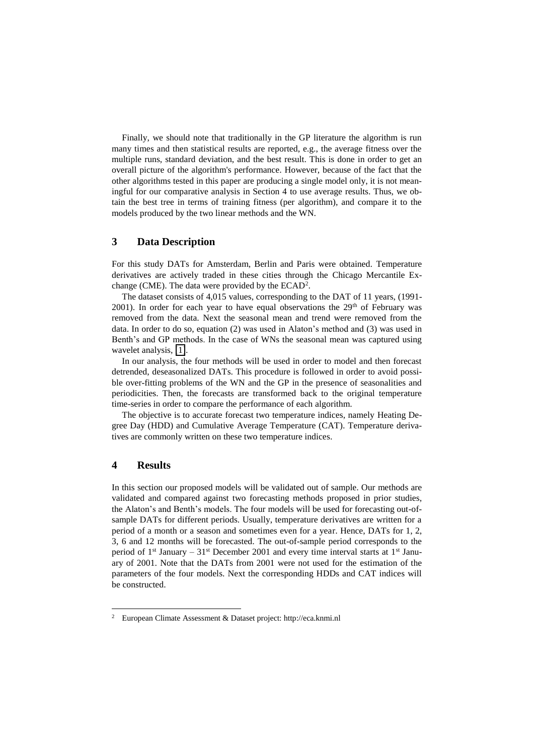Finally, we should note that traditionally in the GP literature the algorithm is run many times and then statistical results are reported, e.g., the average fitness over the multiple runs, standard deviation, and the best result. This is done in order to get an overall picture of the algorithm's performance. However, because of the fact that the other algorithms tested in this paper are producing a single model only, it is not meaningful for our comparative analysis in Section 4 to use average results. Thus, we obtain the best tree in terms of training fitness (per algorithm), and compare it to the models produced by the two linear methods and the WN.

## 3 Data Description

For this study DATs for Amsterdam, Berlin and Paris were obtained. Temperature derivatives are actively traded in these cities through the Chicago Mercantile Exchange (CME). The data were provided by the ECAD[2].

The dataset consists of 4,015 values, corresponding to the DAT of 11 years, (1991-2001). In order for each year to have equal observations the 29th of February was removed from the data. Next the seasonal mean and trend were removed from the data. In order to do so, equation (2) was used in Alaton's method and (3) was used in Benth's and GP methods. In the case of WNs the seasonal mean was captured using wavelet analysis, [1].

In our analysis, the four methods will be used in order to model and then forecast detrended, deseasonalized DATs. This procedure is followed in order to avoid possible over-fitting problems of the WN and the GP in the presence of seasonalities and periodicities. Then, the forecasts are transformed back to the original temperature time-series in order to compare the performance of each algorithm.

The objective is to accurate forecast two temperature indices, namely Heating Degree Day (HDD) and Cumulative Average Temperature (CAT). Temperature derivatives are commonly written on these two temperature indices.

## 4 Results

In this section our proposed models will be validated out of sample. Our methods are validated and compared against two forecasting methods proposed in prior studies, the Alaton's and Benth's models. The four models will be used for forecasting out-of-sample DATs for different periods. Usually, temperature derivatives are written for a period of a month or a season and sometimes even for a year. Hence, DATs for 1, 2, 3, 6 and 12 months will be forecasted. The out-of-sample period corresponds to the period of 1st January – 31st December 2001 and every time interval starts at 1st January of 2001. Note that the DATs from 2001 were not used for the estimation of the parameters of the four models. Next the corresponding HDDs and CAT indices will be constructed.

[2] European Climate Assessment & Dataset project: http://eca.knmi.nl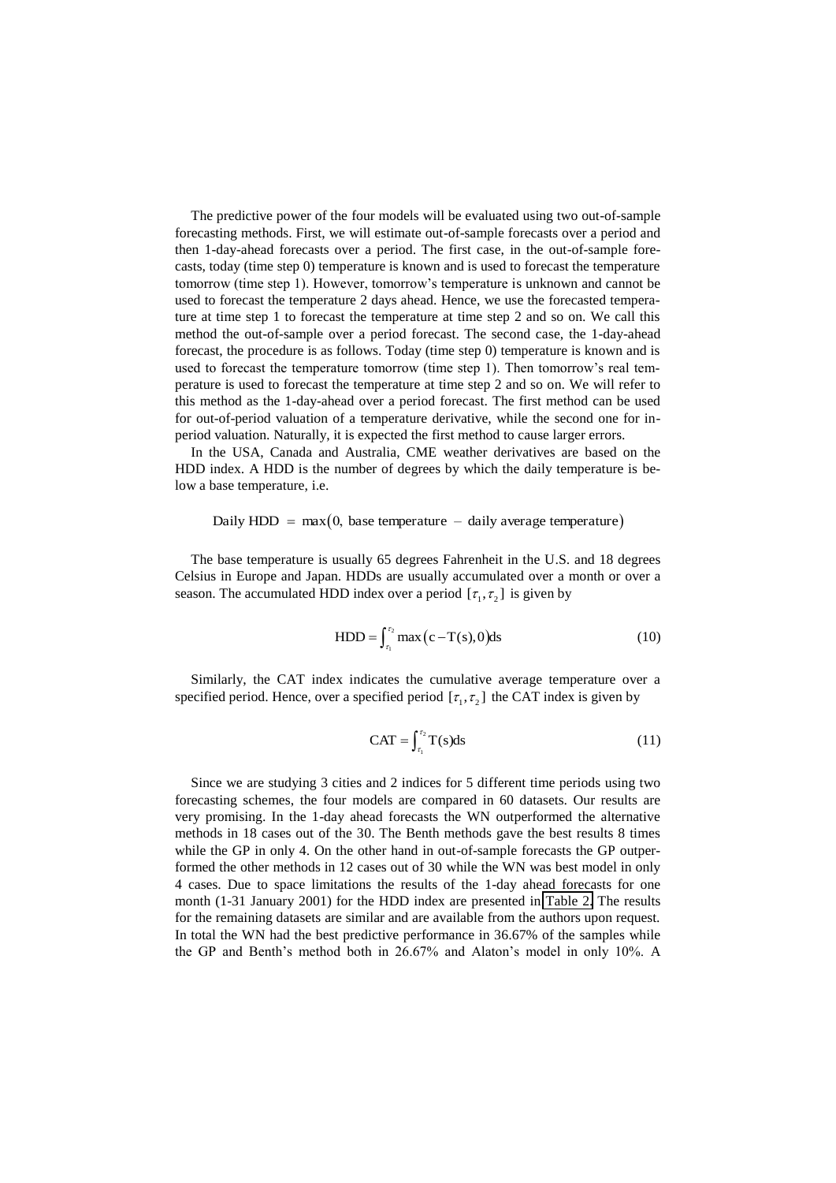The predictive power of the four models will be evaluated using two out-of-sample forecasting methods. First, we will estimate out-of-sample forecasts over a period and then 1-day-ahead forecasts over a period. The first case, in the out-of-sample forecasts, today (time step 0) temperature is known and is used to forecast the temperature tomorrow (time step 1). However, tomorrow's temperature is unknown and cannot be used to forecast the temperature 2 days ahead. Hence, we use the forecasted temperature at time step 1 to forecast the temperature at time step 2 and so on. We call this method the out-of-sample over a period forecast. The second case, the 1-day-ahead forecast, the procedure is as follows. Today (time step 0) temperature is known and is used to forecast the temperature tomorrow (time step 1). Then tomorrow's real temperature is used to forecast the temperature at time step 2 and so on. We will refer to this method as the 1-day-ahead over a period forecast. The first method can be used for out-of-period valuation of a temperature derivative, while the second one for in-period valuation. Naturally, it is expected the first method to cause larger errors.

In the USA, Canada and Australia, CME weather derivatives are based on the HDD index. A HDD is the number of degrees by which the daily temperature is below a base temperature, i.e.

$$\text{Daily HDD} = \max\left(0, \text{ base temperature } - \text{ daily average temperature}\right)$$

The base temperature is usually 65 degrees Fahrenheit in the U.S. and 18 degrees Celsius in Europe and Japan. HDDs are usually accumulated over a month or over a season. The accumulated HDD index over a period $[\tau_1, \tau_2]$ is given by

$$\text{HDD} = \int_{\tau_1}^{\tau_2} \max\left(c - T(s), 0\right) ds \tag{10}$$

Similarly, the CAT index indicates the cumulative average temperature over a specified period. Hence, over a specified period $[\tau_1, \tau_2]$ the CAT index is given by

$$\text{CAT} = \int_{\tau_1}^{\tau_2} T(s) ds \tag{11}$$

Since we are studying 3 cities and 2 indices for 5 different time periods using two forecasting schemes, the four models are compared in 60 datasets. Our results are very promising. In the 1-day ahead forecasts the WN outperformed the alternative methods in 18 cases out of the 30. The Benth methods gave the best results 8 times while the GP in only 4. On the other hand in out-of-sample forecasts the GP outperformed the other methods in 12 cases out of 30 while the WN was best model in only 4 cases. Due to space limitations the results of the 1-day ahead forecasts for one month (1-31 January 2001) for the HDD index are presented in Table 2. The results for the remaining datasets are similar and are available from the authors upon request. In total the WN had the best predictive performance in 36.67% of the samples while the GP and Benth's method both in 26.67% and Alaton's model in only 10%. A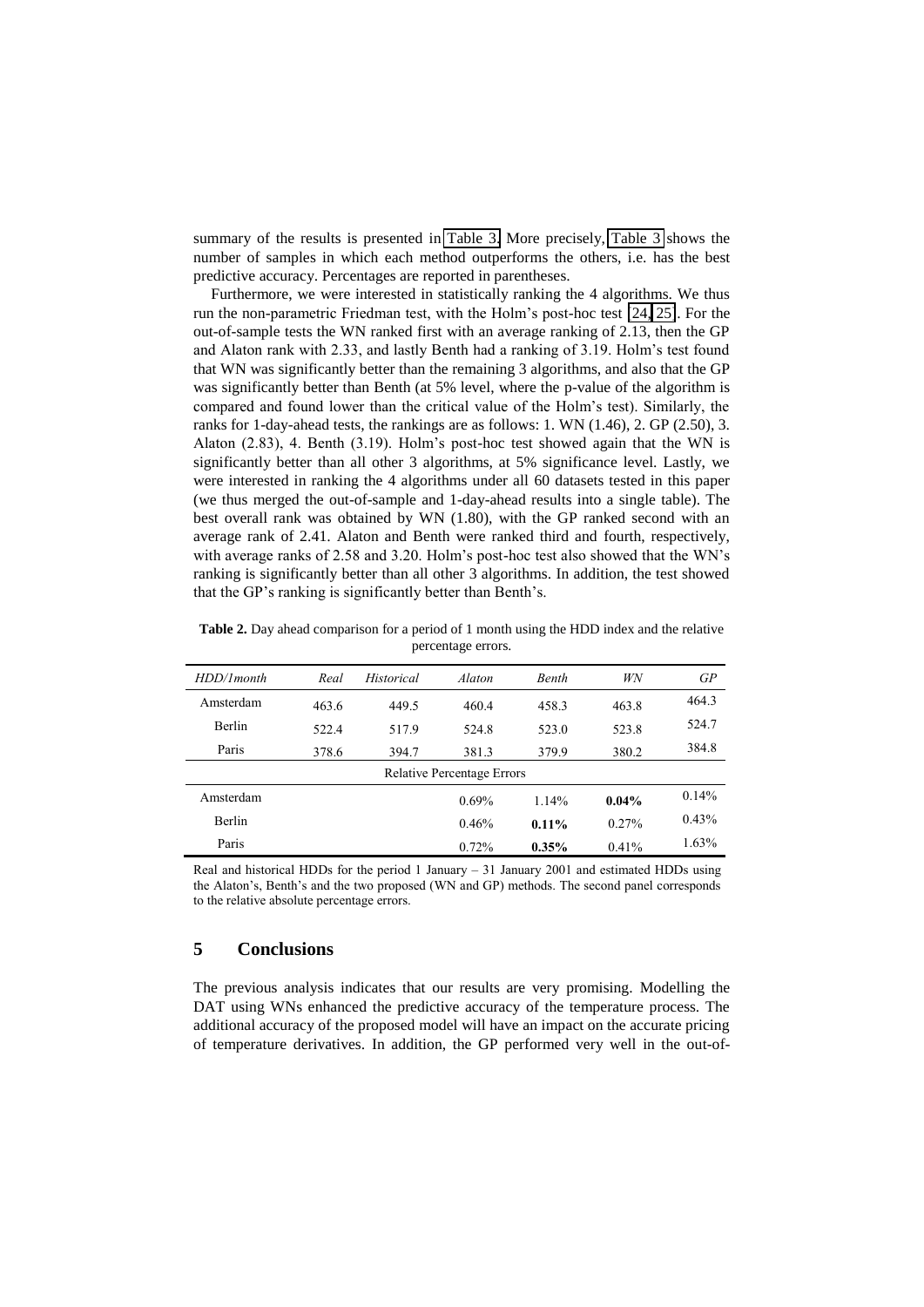summary of the results is presented in Table 3. More precisely, Table 3 shows the number of samples in which each method outperforms the others, i.e. has the best predictive accuracy. Percentages are reported in parentheses.

Furthermore, we were interested in statistically ranking the 4 algorithms. We thus run the non-parametric Friedman test, with the Holm's post-hoc test [24, 25]. For the out-of-sample tests the WN ranked first with an average ranking of 2.13, then the GP and Alaton rank with 2.33, and lastly Benth had a ranking of 3.19. Holm's test found that WN was significantly better than the remaining 3 algorithms, and also that the GP was significantly better than Benth (at 5% level, where the p-value of the algorithm is compared and found lower than the critical value of the Holm's test). Similarly, the ranks for 1-day-ahead tests, the rankings are as follows: 1. WN (1.46), 2. GP (2.50), 3. Alaton (2.83), 4. Benth (3.19). Holm's post-hoc test showed again that the WN is significantly better than all other 3 algorithms, at 5% significance level. Lastly, we were interested in ranking the 4 algorithms under all 60 datasets tested in this paper (we thus merged the out-of-sample and 1-day-ahead results into a single table). The best overall rank was obtained by WN (1.80), with the GP ranked second with an average rank of 2.41. Alaton and Benth were ranked third and fourth, respectively, with average ranks of 2.58 and 3.20. Holm's post-hoc test also showed that the WN's ranking is significantly better than all other 3 algorithms. In addition, the test showed that the GP's ranking is significantly better than Benth's.

**Table 2.** Day ahead comparison for a period of 1 month using the HDD index and the relative percentage errors.

| *HDD/1month* | *Real* | *Historical* | *Alaton* | *Benth* | *WN* | *GP* |
|---|---|---|---|---|---|---|
| Amsterdam | 463.6 | 449.5 | 460.4 | 458.3 | 463.8 | 464.3 |
| Berlin | 522.4 | 517.9 | 524.8 | 523.0 | 523.8 | 524.7 |
| Paris | 378.6 | 394.7 | 381.3 | 379.9 | 380.2 | 384.8 |
| Relative Percentage Errors | | | | | | |
| Amsterdam | | | 0.69% | 1.14% | **0.04%** | 0.14% |
| Berlin | | | 0.46% | **0.11%** | 0.27% | 0.43% |
| Paris | | | 0.72% | **0.35%** | 0.41% | 1.63% |

Real and historical HDDs for the period 1 January – 31 January 2001 and estimated HDDs using the Alaton's, Benth's and the two proposed (WN and GP) methods. The second panel corresponds to the relative absolute percentage errors.

## 5 Conclusions

The previous analysis indicates that our results are very promising. Modelling the DAT using WNs enhanced the predictive accuracy of the temperature process. The additional accuracy of the proposed model will have an impact on the accurate pricing of temperature derivatives. In addition, the GP performed very well in the out-of-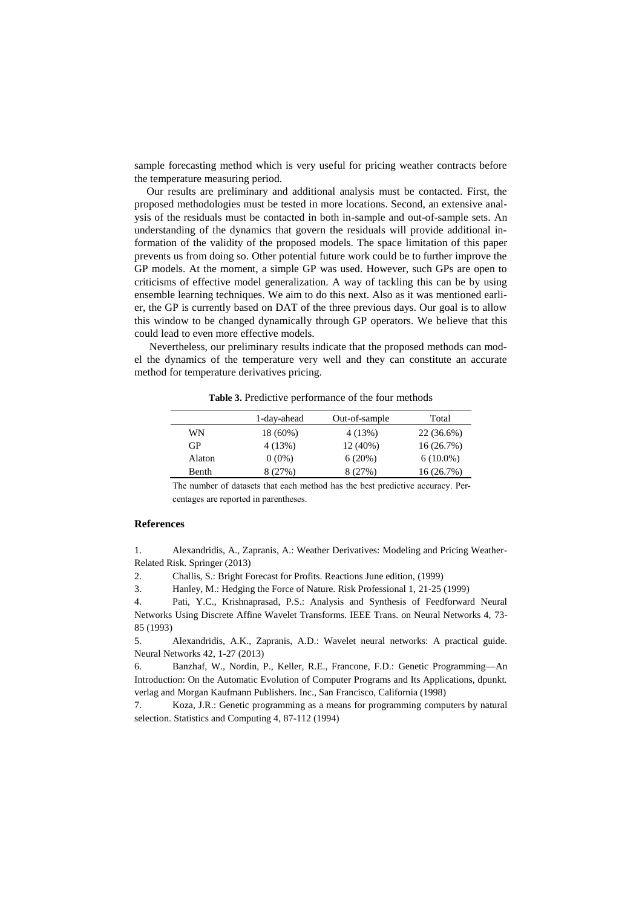sample forecasting method which is very useful for pricing weather contracts before the temperature measuring period.

Our results are preliminary and additional analysis must be contacted. First, the proposed methodologies must be tested in more locations. Second, an extensive analysis of the residuals must be contacted in both in-sample and out-of-sample sets. An understanding of the dynamics that govern the residuals will provide additional information of the validity of the proposed models. The space limitation of this paper prevents us from doing so. Other potential future work could be to further improve the GP models. At the moment, a simple GP was used. However, such GPs are open to criticisms of effective model generalization. A way of tackling this can be by using ensemble learning techniques. We aim to do this next. Also as it was mentioned earlier, the GP is currently based on DAT of the three previous days. Our goal is to allow this window to be changed dynamically through GP operators. We believe that this could lead to even more effective models.

Nevertheless, our preliminary results indicate that the proposed methods can model the dynamics of the temperature very well and they can constitute an accurate method for temperature derivatives pricing.

**Table 3.** Predictive performance of the four methods

| | 1-day-ahead | Out-of-sample | Total |
|---|---|---|---|
| WN | 18 (60%) | 4 (13%) | 22 (36.6%) |
| GP | 4 (13%) | 12 (40%) | 16 (26.7%) |
| Alaton | 0 (0%) | 6 (20%) | 6 (10.0%) |
| Benth | 8 (27%) | 8 (27%) | 16 (26.7%) |

The number of datasets that each method has the best predictive accuracy. Percentages are reported in parentheses.

## References

1. Alexandridis, A., Zapranis, A.: Weather Derivatives: Modeling and Pricing Weather-Related Risk. Springer (2013)
2. Challis, S.: Bright Forecast for Profits. Reactions June edition, (1999)
3. Hanley, M.: Hedging the Force of Nature. Risk Professional 1, 21-25 (1999)
4. Pati, Y.C., Krishnaprasad, P.S.: Analysis and Synthesis of Feedforward Neural Networks Using Discrete Affine Wavelet Transforms. IEEE Trans. on Neural Networks 4, 73-85 (1993)
5. Alexandridis, A.K., Zapranis, A.D.: Wavelet neural networks: A practical guide. Neural Networks 42, 1-27 (2013)
6. Banzhaf, W., Nordin, P., Keller, R.E., Francone, F.D.: Genetic Programming—An Introduction: On the Automatic Evolution of Computer Programs and Its Applications, dpunkt. verlag and Morgan Kaufmann Publishers. Inc., San Francisco, California (1998)
7. Koza, J.R.: Genetic programming as a means for programming computers by natural selection. Statistics and Computing 4, 87-112 (1994)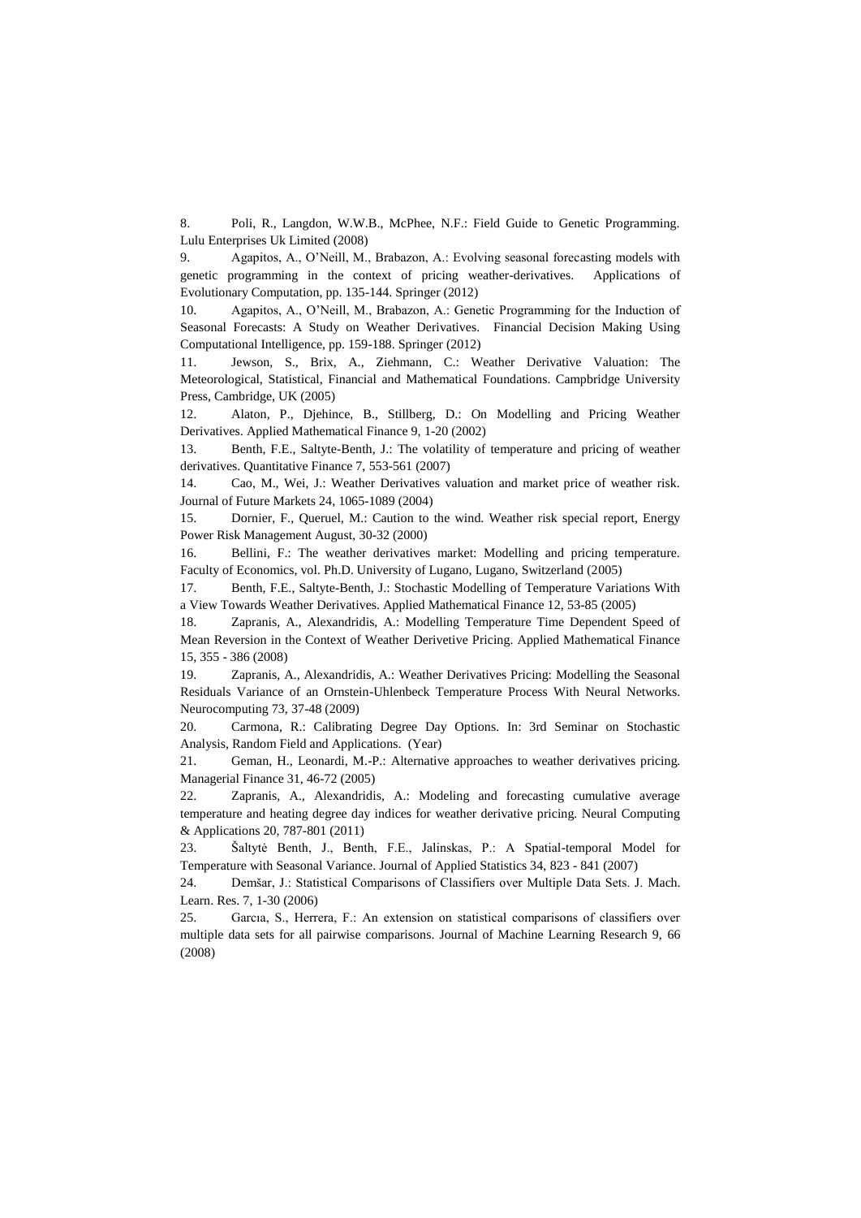8. Poli, R., Langdon, W.W.B., McPhee, N.F.: Field Guide to Genetic Programming. Lulu Enterprises Uk Limited (2008)

9. Agapitos, A., O'Neill, M., Brabazon, A.: Evolving seasonal forecasting models with genetic programming in the context of pricing weather-derivatives. Applications of Evolutionary Computation, pp. 135-144. Springer (2012)

10. Agapitos, A., O'Neill, M., Brabazon, A.: Genetic Programming for the Induction of Seasonal Forecasts: A Study on Weather Derivatives. Financial Decision Making Using Computational Intelligence, pp. 159-188. Springer (2012)

11. Jewson, S., Brix, A., Ziehmann, C.: Weather Derivative Valuation: The Meteorological, Statistical, Financial and Mathematical Foundations. Campbridge University Press, Cambridge, UK (2005)

12. Alaton, P., Djehince, B., Stillberg, D.: On Modelling and Pricing Weather Derivatives. Applied Mathematical Finance 9, 1-20 (2002)

13. Benth, F.E., Saltyte-Benth, J.: The volatility of temperature and pricing of weather derivatives. Quantitative Finance 7, 553-561 (2007)

14. Cao, M., Wei, J.: Weather Derivatives valuation and market price of weather risk. Journal of Future Markets 24, 1065-1089 (2004)

15. Dornier, F., Queruel, M.: Caution to the wind. Weather risk special report, Energy Power Risk Management August, 30-32 (2000)

16. Bellini, F.: The weather derivatives market: Modelling and pricing temperature. Faculty of Economics, vol. Ph.D. University of Lugano, Lugano, Switzerland (2005)

17. Benth, F.E., Saltyte-Benth, J.: Stochastic Modelling of Temperature Variations With a View Towards Weather Derivatives. Applied Mathematical Finance 12, 53-85 (2005)

18. Zapranis, A., Alexandridis, A.: Modelling Temperature Time Dependent Speed of Mean Reversion in the Context of Weather Derivetive Pricing. Applied Mathematical Finance 15, 355 - 386 (2008)

19. Zapranis, A., Alexandridis, A.: Weather Derivatives Pricing: Modelling the Seasonal Residuals Variance of an Ornstein-Uhlenbeck Temperature Process With Neural Networks. Neurocomputing 73, 37-48 (2009)

20. Carmona, R.: Calibrating Degree Day Options. In: 3rd Seminar on Stochastic Analysis, Random Field and Applications. (Year)

21. Geman, H., Leonardi, M.-P.: Alternative approaches to weather derivatives pricing. Managerial Finance 31, 46-72 (2005)

22. Zapranis, A., Alexandridis, A.: Modeling and forecasting cumulative average temperature and heating degree day indices for weather derivative pricing. Neural Computing & Applications 20, 787-801 (2011)

23. Šaltytė Benth, J., Benth, F.E., Jalinskas, P.: A Spatial-temporal Model for Temperature with Seasonal Variance. Journal of Applied Statistics 34, 823 - 841 (2007)

24. Demšar, J.: Statistical Comparisons of Classifiers over Multiple Data Sets. J. Mach. Learn. Res. 7, 1-30 (2006)

25. Garcıa, S., Herrera, F.: An extension on statistical comparisons of classifiers over multiple data sets for all pairwise comparisons. Journal of Machine Learning Research 9, 66 (2008)